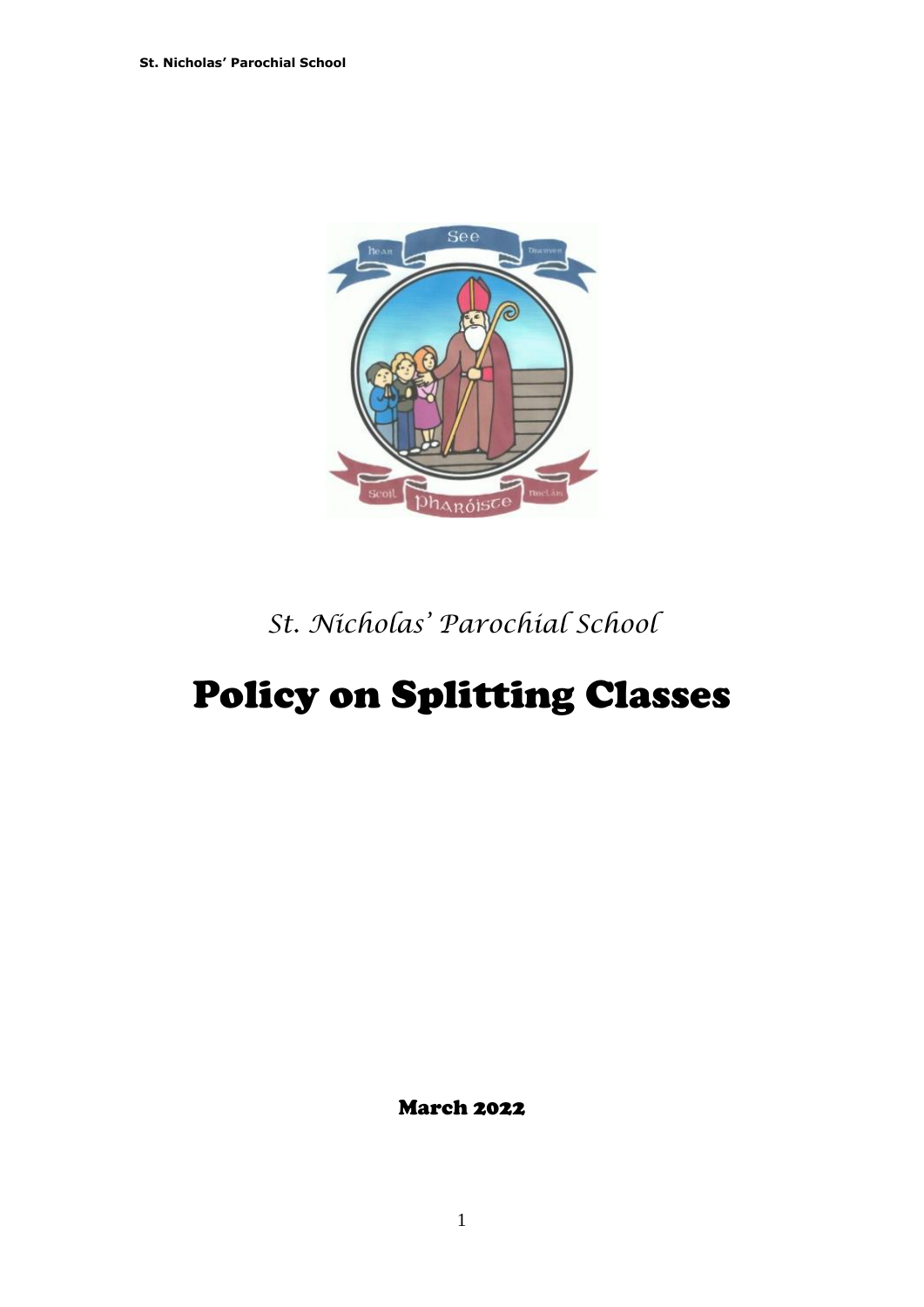*St. Nicholas' Parochial School*

# Policy on Splitting Classes

**March 2022**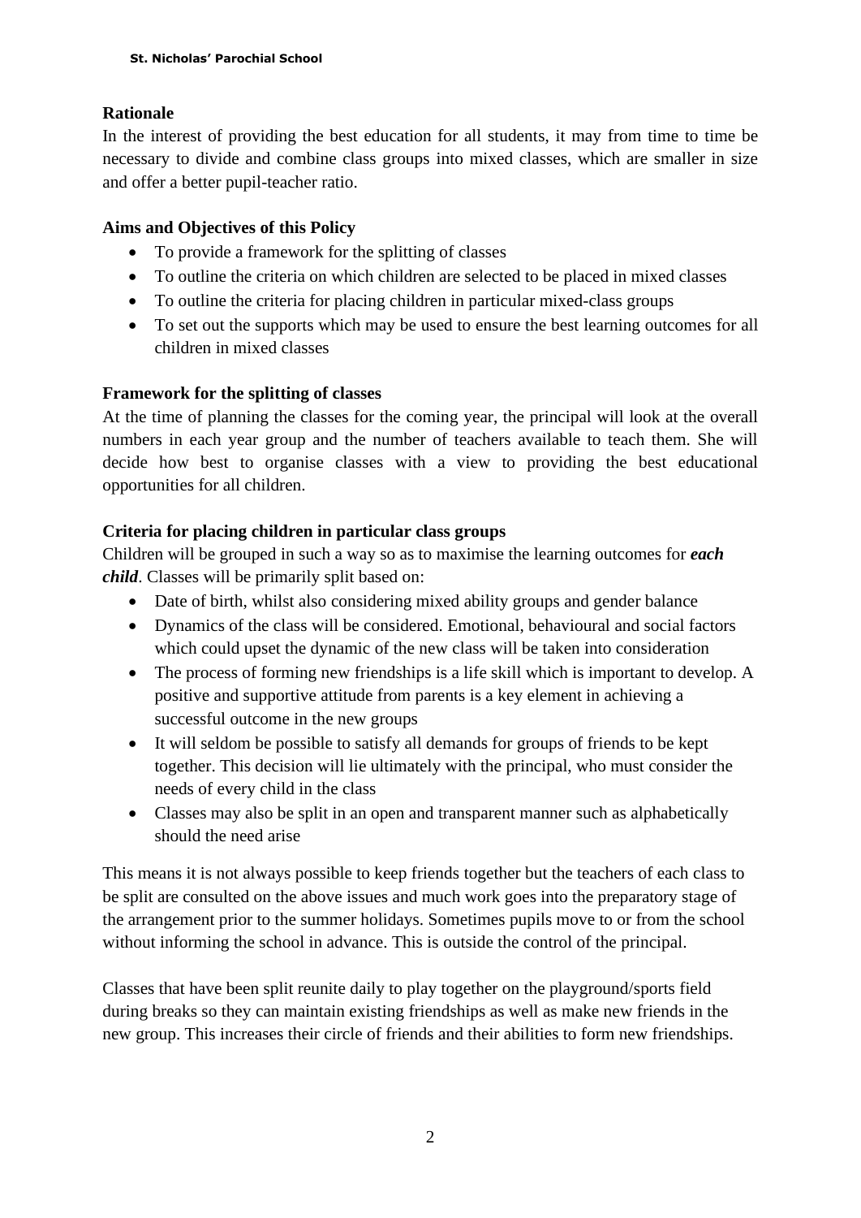## Rationale

In the interest of providing the best education for all students, it may from time to time be necessary to divide and combine class groups into mixed classes, which are smaller in size and offer a better pupil-teacher ratio.

## Aims and Objectives of this Policy

- To provide a framework for the splitting of classes
- To outline the criteria on which children are selected to be placed in mixed classes
- To outline the criteria for placing children in particular mixed-class groups
- To set out the supports which may be used to ensure the best learning outcomes for all children in mixed classes

## Framework for the splitting of classes

At the time of planning the classes for the coming year, the principal will look at the overall numbers in each year group and the number of teachers available to teach them. She will decide how best to organise classes with a view to providing the best educational opportunities for all children.

## Criteria for placing children in particular class groups

Children will be grouped in such a way so as to maximise the learning outcomes for ***each child***. Classes will be primarily split based on:

- Date of birth, whilst also considering mixed ability groups and gender balance
- Dynamics of the class will be considered. Emotional, behavioural and social factors which could upset the dynamic of the new class will be taken into consideration
- The process of forming new friendships is a life skill which is important to develop. A positive and supportive attitude from parents is a key element in achieving a successful outcome in the new groups
- It will seldom be possible to satisfy all demands for groups of friends to be kept together. This decision will lie ultimately with the principal, who must consider the needs of every child in the class
- Classes may also be split in an open and transparent manner such as alphabetically should the need arise

This means it is not always possible to keep friends together but the teachers of each class to be split are consulted on the above issues and much work goes into the preparatory stage of the arrangement prior to the summer holidays. Sometimes pupils move to or from the school without informing the school in advance. This is outside the control of the principal.

Classes that have been split reunite daily to play together on the playground/sports field during breaks so they can maintain existing friendships as well as make new friends in the new group. This increases their circle of friends and their abilities to form new friendships.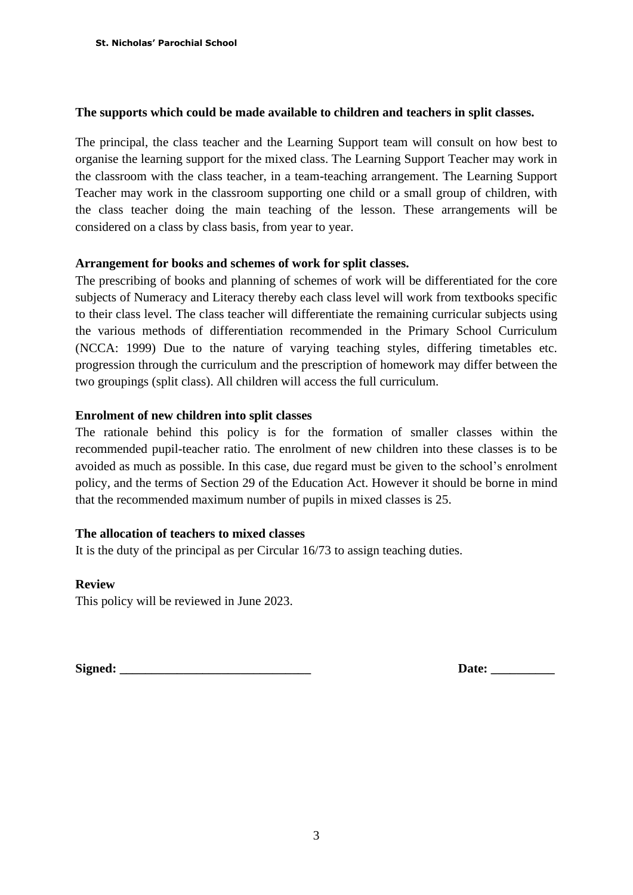**The supports which could be made available to children and teachers in split classes.**

The principal, the class teacher and the Learning Support team will consult on how best to organise the learning support for the mixed class. The Learning Support Teacher may work in the classroom with the class teacher, in a team-teaching arrangement. The Learning Support Teacher may work in the classroom supporting one child or a small group of children, with the class teacher doing the main teaching of the lesson. These arrangements will be considered on a class by class basis, from year to year.

**Arrangement for books and schemes of work for split classes.**

The prescribing of books and planning of schemes of work will be differentiated for the core subjects of Numeracy and Literacy thereby each class level will work from textbooks specific to their class level. The class teacher will differentiate the remaining curricular subjects using the various methods of differentiation recommended in the Primary School Curriculum (NCCA: 1999) Due to the nature of varying teaching styles, differing timetables etc. progression through the curriculum and the prescription of homework may differ between the two groupings (split class). All children will access the full curriculum.

**Enrolment of new children into split classes**

The rationale behind this policy is for the formation of smaller classes within the recommended pupil-teacher ratio. The enrolment of new children into these classes is to be avoided as much as possible. In this case, due regard must be given to the school's enrolment policy, and the terms of Section 29 of the Education Act. However it should be borne in mind that the recommended maximum number of pupils in mixed classes is 25.

**The allocation of teachers to mixed classes**

It is the duty of the principal as per Circular 16/73 to assign teaching duties.

**Review**

This policy will be reviewed in June 2023.

**Signed:** ______________________________ **Date:** __________